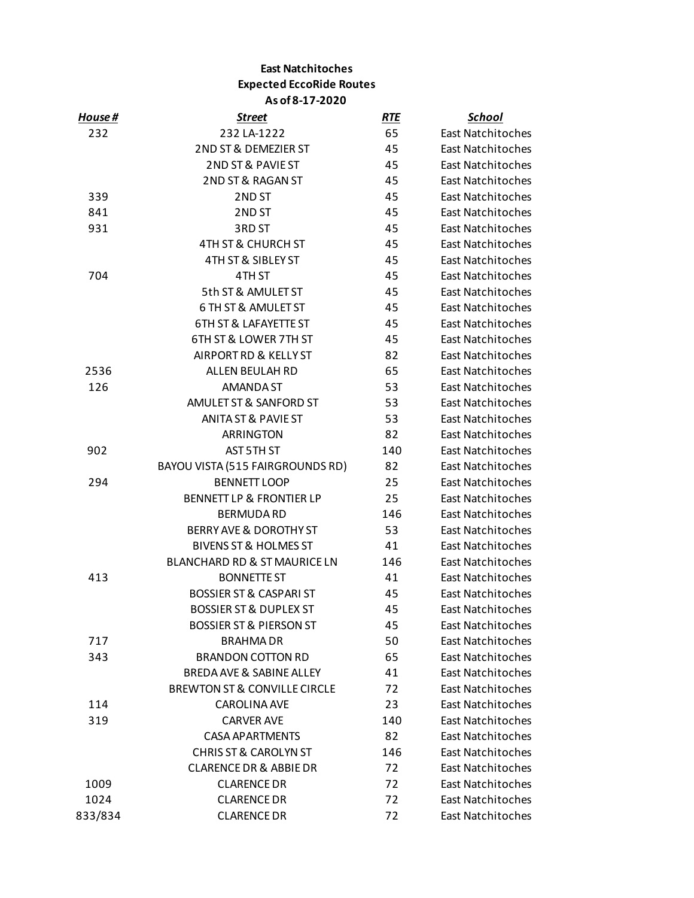**East Natchitoches**
**Expected EccoRide Routes**
**As of 8-17-2020**

| ***House #*** | ***Street*** | ***RTE*** | ***School*** |
|---|---|---|---|
| 232 | 232 LA-1222 | 65 | East Natchitoches |
| | 2ND ST & DEMEZIER ST | 45 | East Natchitoches |
| | 2ND ST & PAVIE ST | 45 | East Natchitoches |
| | 2ND ST & RAGAN ST | 45 | East Natchitoches |
| 339 | 2ND ST | 45 | East Natchitoches |
| 841 | 2ND ST | 45 | East Natchitoches |
| 931 | 3RD ST | 45 | East Natchitoches |
| | 4TH ST & CHURCH ST | 45 | East Natchitoches |
| | 4TH ST & SIBLEY ST | 45 | East Natchitoches |
| 704 | 4TH ST | 45 | East Natchitoches |
| | 5th ST & AMULET ST | 45 | East Natchitoches |
| | 6 TH ST & AMULET ST | 45 | East Natchitoches |
| | 6TH ST & LAFAYETTE ST | 45 | East Natchitoches |
| | 6TH ST & LOWER 7TH ST | 45 | East Natchitoches |
| | AIRPORT RD & KELLY ST | 82 | East Natchitoches |
| 2536 | ALLEN BEULAH RD | 65 | East Natchitoches |
| 126 | AMANDA ST | 53 | East Natchitoches |
| | AMULET ST & SANFORD ST | 53 | East Natchitoches |
| | ANITA ST & PAVIE ST | 53 | East Natchitoches |
| | ARRINGTON | 82 | East Natchitoches |
| 902 | AST 5TH ST | 140 | East Natchitoches |
| | BAYOU VISTA (515 FAIRGROUNDS RD) | 82 | East Natchitoches |
| 294 | BENNETT LOOP | 25 | East Natchitoches |
| | BENNETT LP & FRONTIER LP | 25 | East Natchitoches |
| | BERMUDA RD | 146 | East Natchitoches |
| | BERRY AVE & DOROTHY ST | 53 | East Natchitoches |
| | BIVENS ST & HOLMES ST | 41 | East Natchitoches |
| | BLANCHARD RD & ST MAURICE LN | 146 | East Natchitoches |
| 413 | BONNETTE ST | 41 | East Natchitoches |
| | BOSSIER ST & CASPARI ST | 45 | East Natchitoches |
| | BOSSIER ST & DUPLEX ST | 45 | East Natchitoches |
| | BOSSIER ST & PIERSON ST | 45 | East Natchitoches |
| 717 | BRAHMA DR | 50 | East Natchitoches |
| 343 | BRANDON COTTON RD | 65 | East Natchitoches |
| | BREDA AVE & SABINE ALLEY | 41 | East Natchitoches |
| | BREWTON ST & CONVILLE CIRCLE | 72 | East Natchitoches |
| 114 | CAROLINA AVE | 23 | East Natchitoches |
| 319 | CARVER AVE | 140 | East Natchitoches |
| | CASA APARTMENTS | 82 | East Natchitoches |
| | CHRIS ST & CAROLYN ST | 146 | East Natchitoches |
| | CLARENCE DR & ABBIE DR | 72 | East Natchitoches |
| 1009 | CLARENCE DR | 72 | East Natchitoches |
| 1024 | CLARENCE DR | 72 | East Natchitoches |
| 833/834 | CLARENCE DR | 72 | East Natchitoches |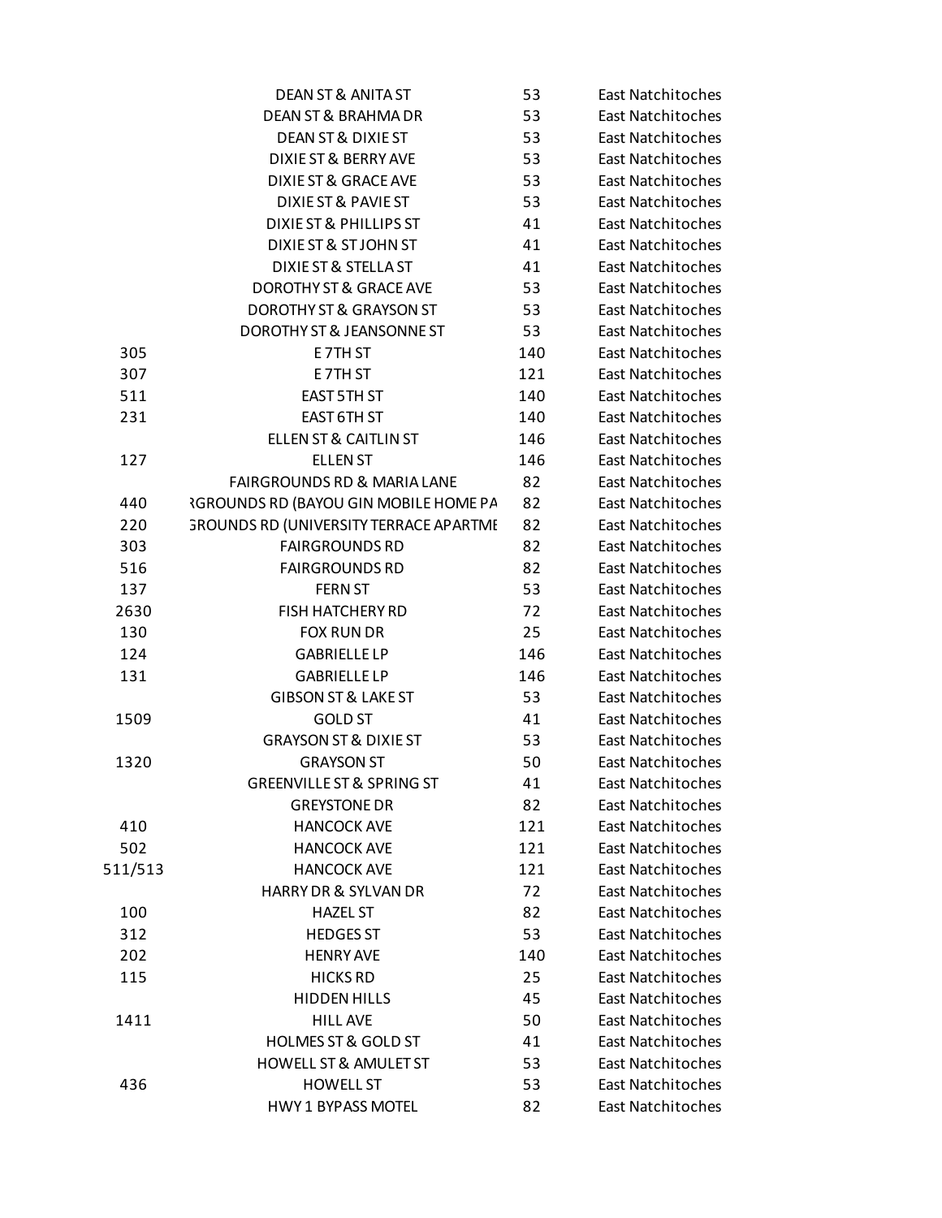|  |  |  |  |
|---|---|---|---|
|  | DEAN ST & ANITA ST | 53 | East Natchitoches |
|  | DEAN ST & BRAHMA DR | 53 | East Natchitoches |
|  | DEAN ST & DIXIE ST | 53 | East Natchitoches |
|  | DIXIE ST & BERRY AVE | 53 | East Natchitoches |
|  | DIXIE ST & GRACE AVE | 53 | East Natchitoches |
|  | DIXIE ST & PAVIE ST | 53 | East Natchitoches |
|  | DIXIE ST & PHILLIPS ST | 41 | East Natchitoches |
|  | DIXIE ST & ST JOHN ST | 41 | East Natchitoches |
|  | DIXIE ST & STELLA ST | 41 | East Natchitoches |
|  | DOROTHY ST & GRACE AVE | 53 | East Natchitoches |
|  | DOROTHY ST & GRAYSON ST | 53 | East Natchitoches |
|  | DOROTHY ST & JEANSONNE ST | 53 | East Natchitoches |
| 305 | E 7TH ST | 140 | East Natchitoches |
| 307 | E 7TH ST | 121 | East Natchitoches |
| 511 | EAST 5TH ST | 140 | East Natchitoches |
| 231 | EAST 6TH ST | 140 | East Natchitoches |
|  | ELLEN ST & CAITLIN ST | 146 | East Natchitoches |
| 127 | ELLEN ST | 146 | East Natchitoches |
|  | FAIRGROUNDS RD & MARIA LANE | 82 | East Natchitoches |
| 440 | RGROUNDS RD (BAYOU GIN MOBILE HOME PA | 82 | East Natchitoches |
| 220 | GROUNDS RD (UNIVERSITY TERRACE APARTME | 82 | East Natchitoches |
| 303 | FAIRGROUNDS RD | 82 | East Natchitoches |
| 516 | FAIRGROUNDS RD | 82 | East Natchitoches |
| 137 | FERN ST | 53 | East Natchitoches |
| 2630 | FISH HATCHERY RD | 72 | East Natchitoches |
| 130 | FOX RUN DR | 25 | East Natchitoches |
| 124 | GABRIELLE LP | 146 | East Natchitoches |
| 131 | GABRIELLE LP | 146 | East Natchitoches |
|  | GIBSON ST & LAKE ST | 53 | East Natchitoches |
| 1509 | GOLD ST | 41 | East Natchitoches |
|  | GRAYSON ST & DIXIE ST | 53 | East Natchitoches |
| 1320 | GRAYSON ST | 50 | East Natchitoches |
|  | GREENVILLE ST & SPRING ST | 41 | East Natchitoches |
|  | GREYSTONE DR | 82 | East Natchitoches |
| 410 | HANCOCK AVE | 121 | East Natchitoches |
| 502 | HANCOCK AVE | 121 | East Natchitoches |
| 511/513 | HANCOCK AVE | 121 | East Natchitoches |
|  | HARRY DR & SYLVAN DR | 72 | East Natchitoches |
| 100 | HAZEL ST | 82 | East Natchitoches |
| 312 | HEDGES ST | 53 | East Natchitoches |
| 202 | HENRY AVE | 140 | East Natchitoches |
| 115 | HICKS RD | 25 | East Natchitoches |
|  | HIDDEN HILLS | 45 | East Natchitoches |
| 1411 | HILL AVE | 50 | East Natchitoches |
|  | HOLMES ST & GOLD ST | 41 | East Natchitoches |
|  | HOWELL ST & AMULET ST | 53 | East Natchitoches |
| 436 | HOWELL ST | 53 | East Natchitoches |
|  | HWY 1 BYPASS MOTEL | 82 | East Natchitoches |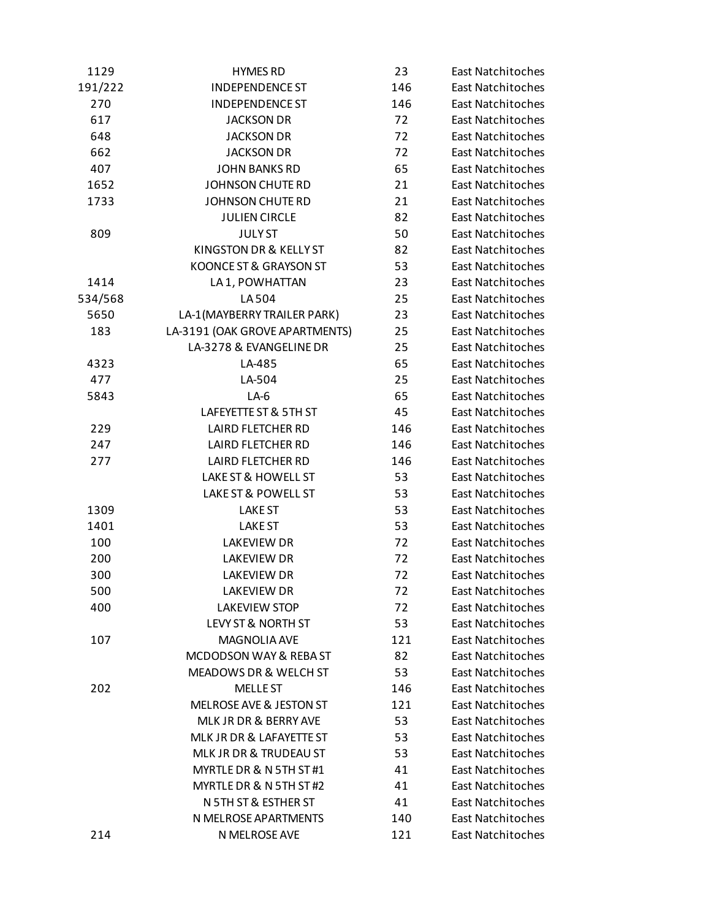| | | | |
|---|---|---|---|
| 1129 | HYMES RD | 23 | East Natchitoches |
| 191/222 | INDEPENDENCE ST | 146 | East Natchitoches |
| 270 | INDEPENDENCE ST | 146 | East Natchitoches |
| 617 | JACKSON DR | 72 | East Natchitoches |
| 648 | JACKSON DR | 72 | East Natchitoches |
| 662 | JACKSON DR | 72 | East Natchitoches |
| 407 | JOHN BANKS RD | 65 | East Natchitoches |
| 1652 | JOHNSON CHUTE RD | 21 | East Natchitoches |
| 1733 | JOHNSON CHUTE RD | 21 | East Natchitoches |
| | JULIEN CIRCLE | 82 | East Natchitoches |
| 809 | JULY ST | 50 | East Natchitoches |
| | KINGSTON DR & KELLY ST | 82 | East Natchitoches |
| | KOONCE ST & GRAYSON ST | 53 | East Natchitoches |
| 1414 | LA 1, POWHATTAN | 23 | East Natchitoches |
| 534/568 | LA 504 | 25 | East Natchitoches |
| 5650 | LA-1(MAYBERRY TRAILER PARK) | 23 | East Natchitoches |
| 183 | LA-3191 (OAK GROVE APARTMENTS) | 25 | East Natchitoches |
| | LA-3278 & EVANGELINE DR | 25 | East Natchitoches |
| 4323 | LA-485 | 65 | East Natchitoches |
| 477 | LA-504 | 25 | East Natchitoches |
| 5843 | LA-6 | 65 | East Natchitoches |
| | LAFEYETTE ST & 5TH ST | 45 | East Natchitoches |
| 229 | LAIRD FLETCHER RD | 146 | East Natchitoches |
| 247 | LAIRD FLETCHER RD | 146 | East Natchitoches |
| 277 | LAIRD FLETCHER RD | 146 | East Natchitoches |
| | LAKE ST & HOWELL ST | 53 | East Natchitoches |
| | LAKE ST & POWELL ST | 53 | East Natchitoches |
| 1309 | LAKE ST | 53 | East Natchitoches |
| 1401 | LAKE ST | 53 | East Natchitoches |
| 100 | LAKEVIEW DR | 72 | East Natchitoches |
| 200 | LAKEVIEW DR | 72 | East Natchitoches |
| 300 | LAKEVIEW DR | 72 | East Natchitoches |
| 500 | LAKEVIEW DR | 72 | East Natchitoches |
| 400 | LAKEVIEW STOP | 72 | East Natchitoches |
| | LEVY ST & NORTH ST | 53 | East Natchitoches |
| 107 | MAGNOLIA AVE | 121 | East Natchitoches |
| | MCDODSON WAY & REBA ST | 82 | East Natchitoches |
| | MEADOWS DR & WELCH ST | 53 | East Natchitoches |
| 202 | MELLE ST | 146 | East Natchitoches |
| | MELROSE AVE & JESTON ST | 121 | East Natchitoches |
| | MLK JR DR & BERRY AVE | 53 | East Natchitoches |
| | MLK JR DR & LAFAYETTE ST | 53 | East Natchitoches |
| | MLK JR DR & TRUDEAU ST | 53 | East Natchitoches |
| | MYRTLE DR & N 5TH ST #1 | 41 | East Natchitoches |
| | MYRTLE DR & N 5TH ST #2 | 41 | East Natchitoches |
| | N 5TH ST & ESTHER ST | 41 | East Natchitoches |
| | N MELROSE APARTMENTS | 140 | East Natchitoches |
| 214 | N MELROSE AVE | 121 | East Natchitoches |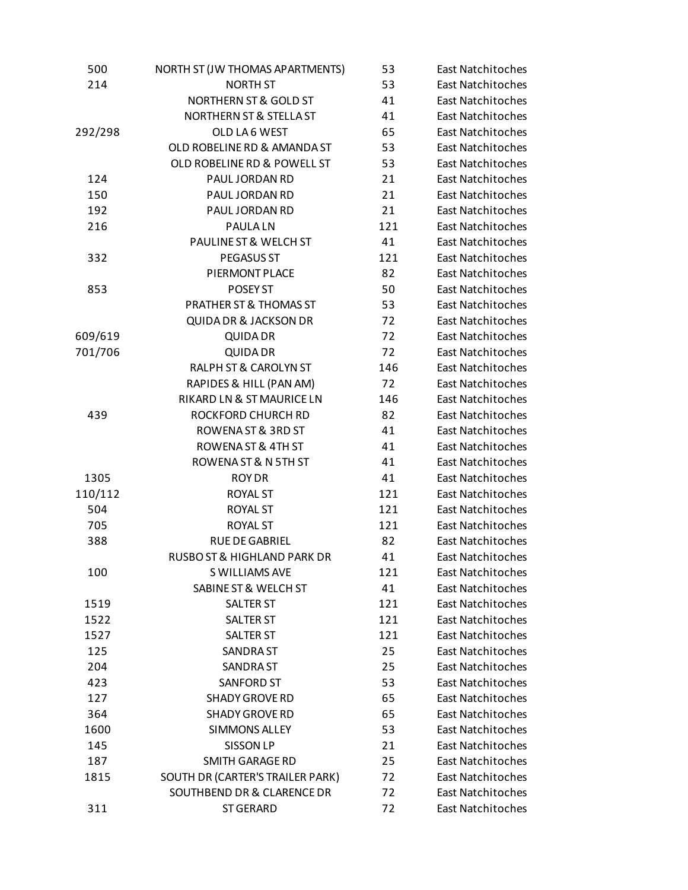| | | | |
|---|---|---|---|
| 500 | NORTH ST (JW THOMAS APARTMENTS) | 53 | East Natchitoches |
| 214 | NORTH ST | 53 | East Natchitoches |
| | NORTHERN ST & GOLD ST | 41 | East Natchitoches |
| | NORTHERN ST & STELLA ST | 41 | East Natchitoches |
| 292/298 | OLD LA 6 WEST | 65 | East Natchitoches |
| | OLD ROBELINE RD & AMANDA ST | 53 | East Natchitoches |
| | OLD ROBELINE RD & POWELL ST | 53 | East Natchitoches |
| 124 | PAUL JORDAN RD | 21 | East Natchitoches |
| 150 | PAUL JORDAN RD | 21 | East Natchitoches |
| 192 | PAUL JORDAN RD | 21 | East Natchitoches |
| 216 | PAULA LN | 121 | East Natchitoches |
| | PAULINE ST & WELCH ST | 41 | East Natchitoches |
| 332 | PEGASUS ST | 121 | East Natchitoches |
| | PIERMONT PLACE | 82 | East Natchitoches |
| 853 | POSEY ST | 50 | East Natchitoches |
| | PRATHER ST & THOMAS ST | 53 | East Natchitoches |
| | QUIDA DR & JACKSON DR | 72 | East Natchitoches |
| 609/619 | QUIDA DR | 72 | East Natchitoches |
| 701/706 | QUIDA DR | 72 | East Natchitoches |
| | RALPH ST & CAROLYN ST | 146 | East Natchitoches |
| | RAPIDES & HILL (PAN AM) | 72 | East Natchitoches |
| | RIKARD LN & ST MAURICE LN | 146 | East Natchitoches |
| 439 | ROCKFORD CHURCH RD | 82 | East Natchitoches |
| | ROWENA ST & 3RD ST | 41 | East Natchitoches |
| | ROWENA ST & 4TH ST | 41 | East Natchitoches |
| | ROWENA ST & N 5TH ST | 41 | East Natchitoches |
| 1305 | ROY DR | 41 | East Natchitoches |
| 110/112 | ROYAL ST | 121 | East Natchitoches |
| 504 | ROYAL ST | 121 | East Natchitoches |
| 705 | ROYAL ST | 121 | East Natchitoches |
| 388 | RUE DE GABRIEL | 82 | East Natchitoches |
| | RUSBO ST & HIGHLAND PARK DR | 41 | East Natchitoches |
| 100 | S WILLIAMS AVE | 121 | East Natchitoches |
| | SABINE ST & WELCH ST | 41 | East Natchitoches |
| 1519 | SALTER ST | 121 | East Natchitoches |
| 1522 | SALTER ST | 121 | East Natchitoches |
| 1527 | SALTER ST | 121 | East Natchitoches |
| 125 | SANDRA ST | 25 | East Natchitoches |
| 204 | SANDRA ST | 25 | East Natchitoches |
| 423 | SANFORD ST | 53 | East Natchitoches |
| 127 | SHADY GROVE RD | 65 | East Natchitoches |
| 364 | SHADY GROVE RD | 65 | East Natchitoches |
| 1600 | SIMMONS ALLEY | 53 | East Natchitoches |
| 145 | SISSON LP | 21 | East Natchitoches |
| 187 | SMITH GARAGE RD | 25 | East Natchitoches |
| 1815 | SOUTH DR (CARTER'S TRAILER PARK) | 72 | East Natchitoches |
| | SOUTHBEND DR & CLARENCE DR | 72 | East Natchitoches |
| 311 | ST GERARD | 72 | East Natchitoches |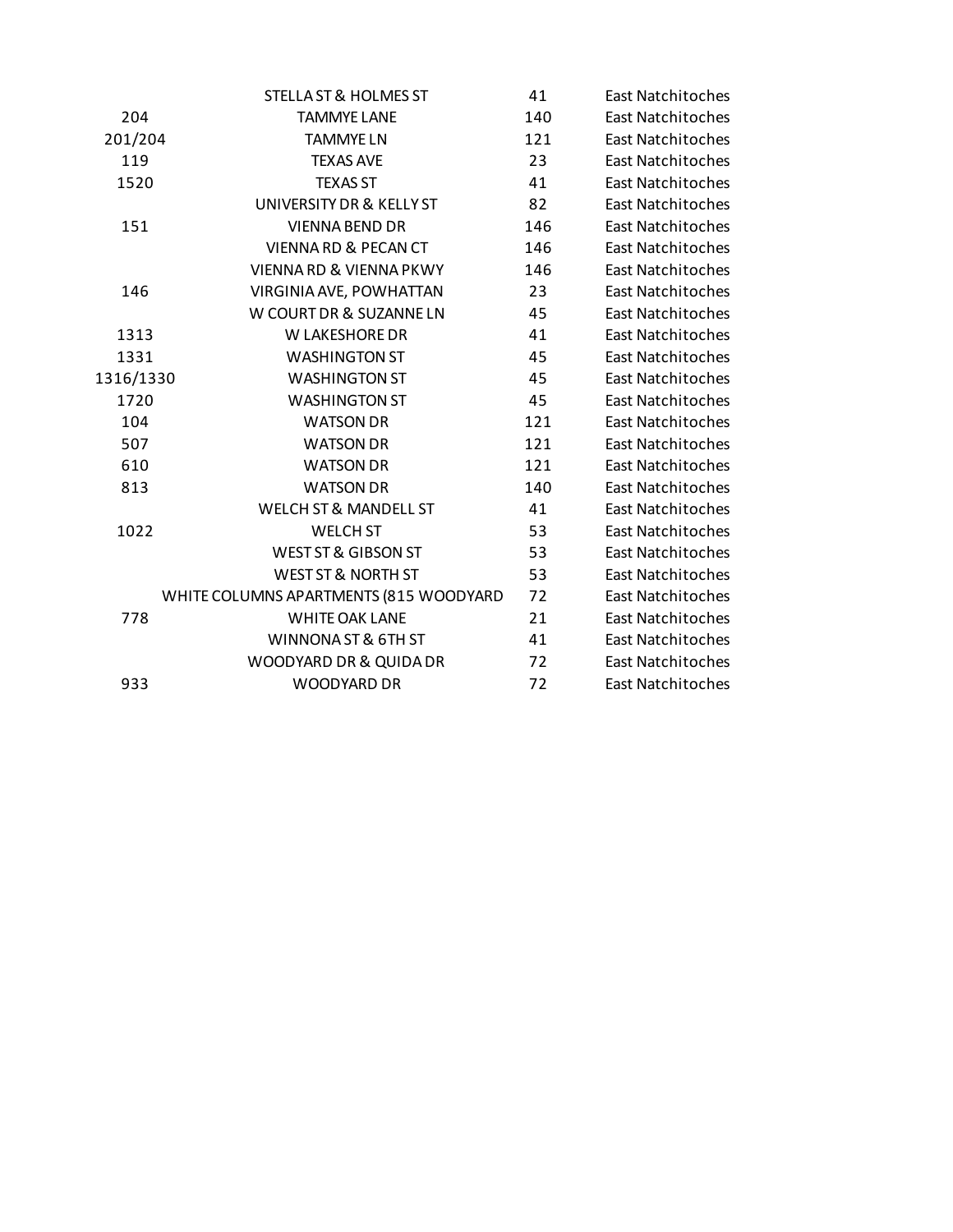| | | | |
|---|---|---|---|
| | STELLA ST & HOLMES ST | 41 | East Natchitoches |
| 204 | TAMMYE LANE | 140 | East Natchitoches |
| 201/204 | TAMMYE LN | 121 | East Natchitoches |
| 119 | TEXAS AVE | 23 | East Natchitoches |
| 1520 | TEXAS ST | 41 | East Natchitoches |
| | UNIVERSITY DR & KELLY ST | 82 | East Natchitoches |
| 151 | VIENNA BEND DR | 146 | East Natchitoches |
| | VIENNA RD & PECAN CT | 146 | East Natchitoches |
| | VIENNA RD & VIENNA PKWY | 146 | East Natchitoches |
| 146 | VIRGINIA AVE, POWHATTAN | 23 | East Natchitoches |
| | W COURT DR & SUZANNE LN | 45 | East Natchitoches |
| 1313 | W LAKESHORE DR | 41 | East Natchitoches |
| 1331 | WASHINGTON ST | 45 | East Natchitoches |
| 1316/1330 | WASHINGTON ST | 45 | East Natchitoches |
| 1720 | WASHINGTON ST | 45 | East Natchitoches |
| 104 | WATSON DR | 121 | East Natchitoches |
| 507 | WATSON DR | 121 | East Natchitoches |
| 610 | WATSON DR | 121 | East Natchitoches |
| 813 | WATSON DR | 140 | East Natchitoches |
| | WELCH ST & MANDELL ST | 41 | East Natchitoches |
| 1022 | WELCH ST | 53 | East Natchitoches |
| | WEST ST & GIBSON ST | 53 | East Natchitoches |
| | WEST ST & NORTH ST | 53 | East Natchitoches |
| | WHITE COLUMNS APARTMENTS (815 WOODYARD | 72 | East Natchitoches |
| 778 | WHITE OAK LANE | 21 | East Natchitoches |
| | WINNONA ST & 6TH ST | 41 | East Natchitoches |
| | WOODYARD DR & QUIDA DR | 72 | East Natchitoches |
| 933 | WOODYARD DR | 72 | East Natchitoches |